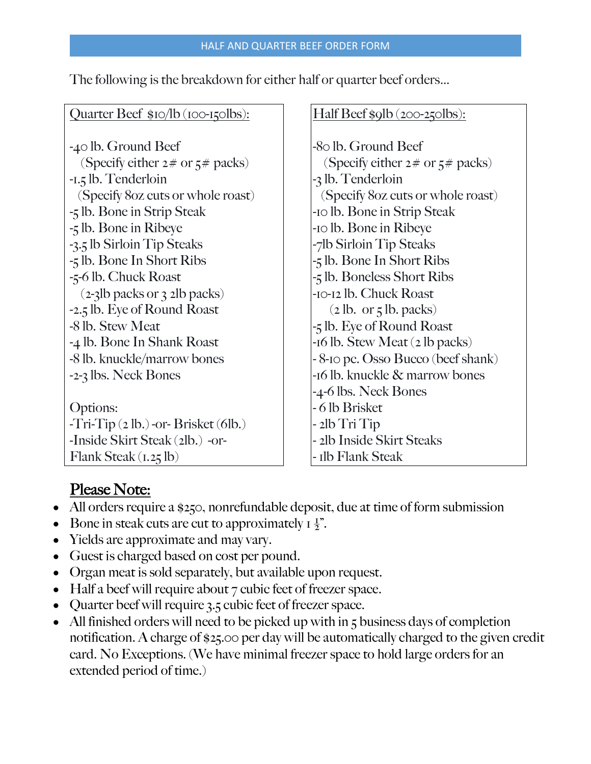# HALF AND QUARTER BEEF ORDER FORM

The following is the breakdown for either half or quarter beef orders…

| Quarter Beef $10/lb (100-150lbs): | Half Beef $9lb (200-250lbs): |
|---|---|
| -40 lb. Ground Beef (Specify either 2# or 5# packs) | -80 lb. Ground Beef (Specify either 2# or 5# packs) |
| -1.5 lb. Tenderloin (Specify 8oz cuts or whole roast) | -3 lb. Tenderloin (Specify 8oz cuts or whole roast) |
| -5 lb. Bone in Strip Steak | -10 lb. Bone in Strip Steak |
| -5 lb. Bone in Ribeye | -10 lb. Bone in Ribeye |
| -3.5 lb Sirloin Tip Steaks | -7lb Sirloin Tip Steaks |
| -5 lb. Bone In Short Ribs | -5 lb. Bone In Short Ribs |
| -5-6 lb. Chuck Roast (2-3lb packs or 3 2lb packs) | -5 lb. Boneless Short Ribs |
| -2.5 lb. Eye of Round Roast | -10-12 lb. Chuck Roast (2 lb. or 5 lb. packs) |
| -8 lb. Stew Meat | -5 lb. Eye of Round Roast |
| -4 lb. Bone In Shank Roast | -16 lb. Stew Meat (2 lb packs) |
| -8 lb. knuckle/marrow bones | - 8-10 pc. Osso Bucco (beef shank) |
| -2-3 lbs. Neck Bones | -16 lb. knuckle & marrow bones |
| | -4-6 lbs. Neck Bones |
| Options: | - 6 lb Brisket |
| -Tri-Tip (2 lb.) -or- Brisket (6lb.) | - 2lb Tri Tip |
| -Inside Skirt Steak (2lb.) -or- Flank Steak (1.25 lb) | - 2lb Inside Skirt Steaks |
| | - 1lb Flank Steak |

**Please Note:**

- All orders require a $250, nonrefundable deposit, due at time of form submission
- Bone in steak cuts are cut to approximately 1 ½".
- Yields are approximate and may vary.
- Guest is charged based on cost per pound.
- Organ meat is sold separately, but available upon request.
- Half a beef will require about 7 cubic feet of freezer space.
- Quarter beef will require 3.5 cubic feet of freezer space.
- All finished orders will need to be picked up with in 5 business days of completion notification. A charge of $25.00 per day will be automatically charged to the given credit card. No Exceptions. (We have minimal freezer space to hold large orders for an extended period of time.)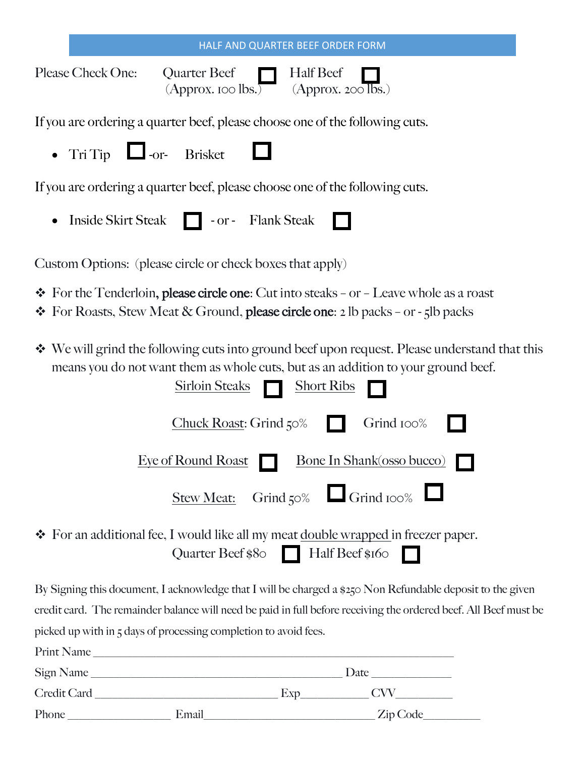# HALF AND QUARTER BEEF ORDER FORM

Please Check One: Quarter Beef ☐ (Approx. 100 lbs.) Half Beef ☐ (Approx. 200 lbs.)

If you are ordering a quarter beef, please choose one of the following cuts.

- Tri Tip ☐ -or- Brisket ☐

If you are ordering a quarter beef, please choose one of the following cuts.

- Inside Skirt Steak ☐ - or - Flank Steak ☐

Custom Options: (please circle or check boxes that apply)

- For the Tenderloin, **please circle one**: Cut into steaks – or – Leave whole as a roast
- For Roasts, Stew Meat & Ground, **please circle one**: 2 lb packs – or - 5lb packs

- We will grind the following cuts into ground beef upon request. Please understand that this means you do not want them as whole cuts, but as an addition to your ground beef.

  Sirloin Steaks ☐ Short Ribs ☐

  Chuck Roast: Grind 50% ☐ Grind 100% ☐

  Eye of Round Roast ☐ Bone In Shank(osso bucco) ☐

  Stew Meat: Grind 50% ☐ Grind 100% ☐

- For an additional fee, I would like all my meat double wrapped in freezer paper.

  Quarter Beef $80 ☐ Half Beef $160 ☐

By Signing this document, I acknowledge that I will be charged a $250 Non Refundable deposit to the given credit card. The remainder balance will need be paid in full before receiving the ordered beef. All Beef must be picked up with in 5 days of processing completion to avoid fees.

Print Name ______________________________________________

Sign Name ______________________________ Date ____________

Credit Card ______________________ Exp__________ CVV_________

Phone _______________ Email______________________ Zip Code_________